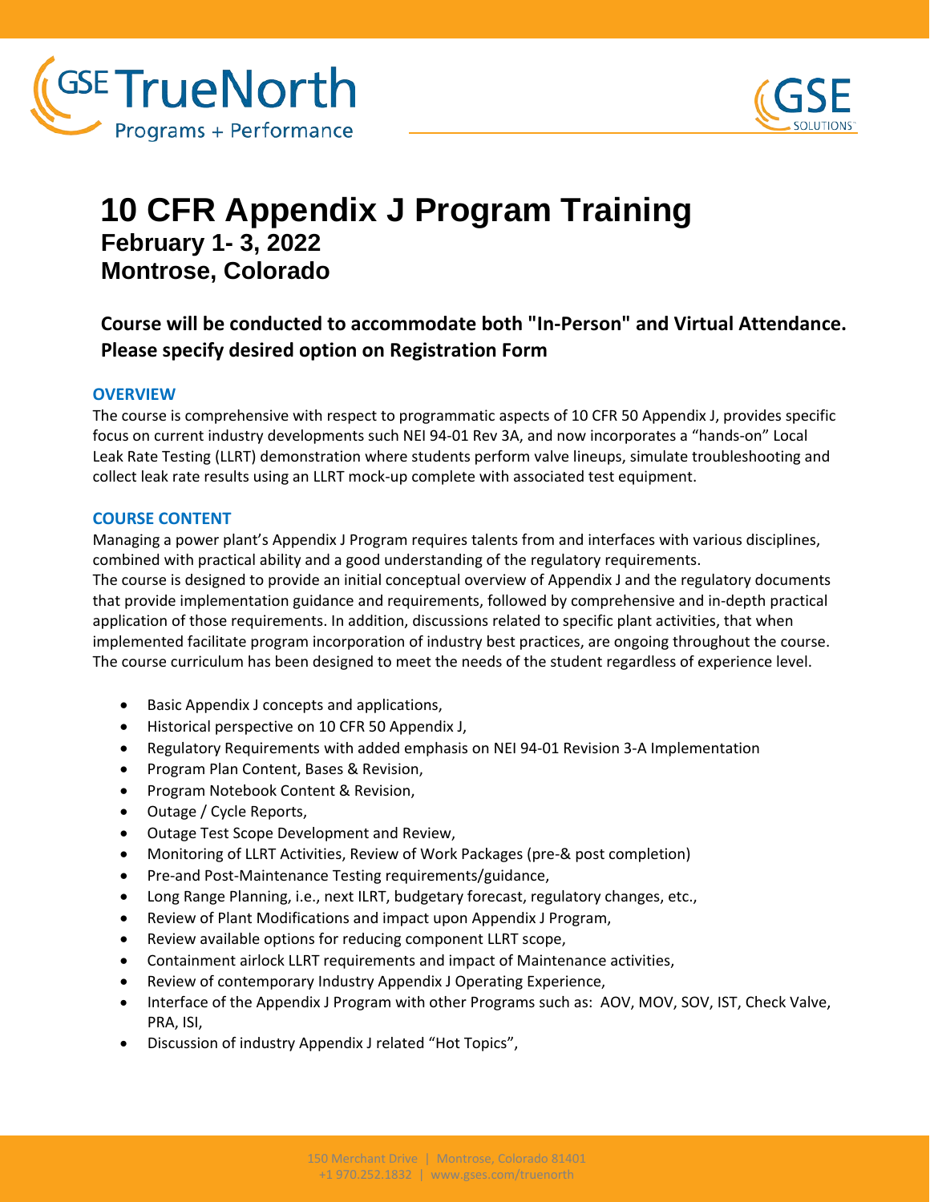# 10 CFR Appendix J Program Training

## February 1- 3, 2022
## Montrose, Colorado

**Course will be conducted to accommodate both "In-Person" and Virtual Attendance. Please specify desired option on Registration Form**

### OVERVIEW

The course is comprehensive with respect to programmatic aspects of 10 CFR 50 Appendix J, provides specific focus on current industry developments such NEI 94-01 Rev 3A, and now incorporates a "hands-on" Local Leak Rate Testing (LLRT) demonstration where students perform valve lineups, simulate troubleshooting and collect leak rate results using an LLRT mock-up complete with associated test equipment.

### COURSE CONTENT

Managing a power plant's Appendix J Program requires talents from and interfaces with various disciplines, combined with practical ability and a good understanding of the regulatory requirements.
The course is designed to provide an initial conceptual overview of Appendix J and the regulatory documents that provide implementation guidance and requirements, followed by comprehensive and in-depth practical application of those requirements. In addition, discussions related to specific plant activities, that when implemented facilitate program incorporation of industry best practices, are ongoing throughout the course. The course curriculum has been designed to meet the needs of the student regardless of experience level.

- Basic Appendix J concepts and applications,
- Historical perspective on 10 CFR 50 Appendix J,
- Regulatory Requirements with added emphasis on NEI 94-01 Revision 3-A Implementation
- Program Plan Content, Bases & Revision,
- Program Notebook Content & Revision,
- Outage / Cycle Reports,
- Outage Test Scope Development and Review,
- Monitoring of LLRT Activities, Review of Work Packages (pre-& post completion)
- Pre-and Post-Maintenance Testing requirements/guidance,
- Long Range Planning, i.e., next ILRT, budgetary forecast, regulatory changes, etc.,
- Review of Plant Modifications and impact upon Appendix J Program,
- Review available options for reducing component LLRT scope,
- Containment airlock LLRT requirements and impact of Maintenance activities,
- Review of contemporary Industry Appendix J Operating Experience,
- Interface of the Appendix J Program with other Programs such as: AOV, MOV, SOV, IST, Check Valve, PRA, ISI,
- Discussion of industry Appendix J related "Hot Topics",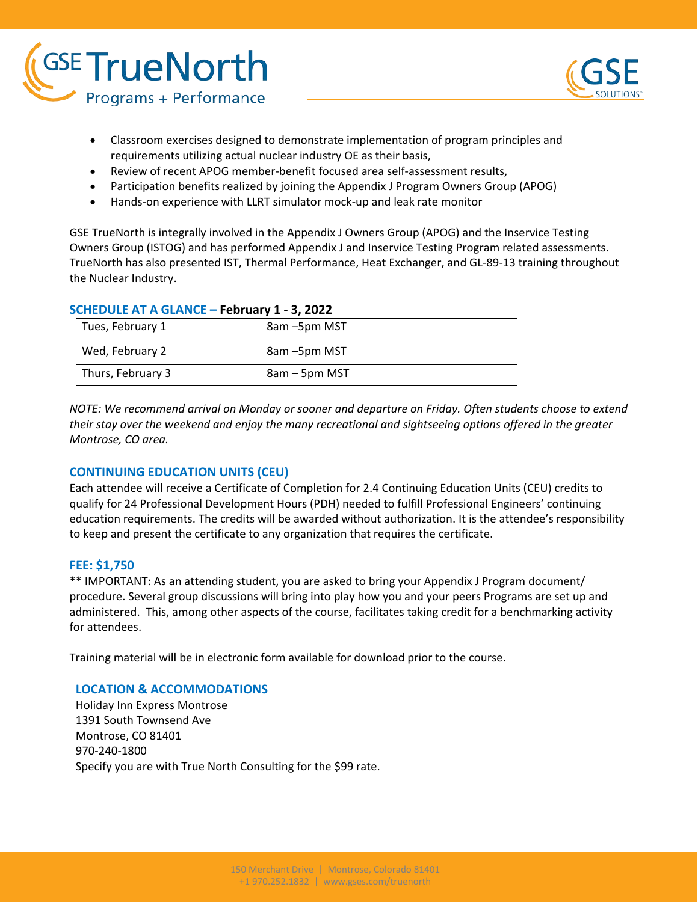- Classroom exercises designed to demonstrate implementation of program principles and requirements utilizing actual nuclear industry OE as their basis,
- Review of recent APOG member-benefit focused area self-assessment results,
- Participation benefits realized by joining the Appendix J Program Owners Group (APOG)
- Hands-on experience with LLRT simulator mock-up and leak rate monitor

GSE TrueNorth is integrally involved in the Appendix J Owners Group (APOG) and the Inservice Testing Owners Group (ISTOG) and has performed Appendix J and Inservice Testing Program related assessments. TrueNorth has also presented IST, Thermal Performance, Heat Exchanger, and GL-89-13 training throughout the Nuclear Industry.

## SCHEDULE AT A GLANCE – February 1 - 3, 2022

| | |
|---|---|
| Tues, February 1 | 8am –5pm MST |
| Wed, February 2 | 8am –5pm MST |
| Thurs, February 3 | 8am – 5pm MST |

*NOTE: We recommend arrival on Monday or sooner and departure on Friday. Often students choose to extend their stay over the weekend and enjoy the many recreational and sightseeing options offered in the greater Montrose, CO area.*

## CONTINUING EDUCATION UNITS (CEU)

Each attendee will receive a Certificate of Completion for 2.4 Continuing Education Units (CEU) credits to qualify for 24 Professional Development Hours (PDH) needed to fulfill Professional Engineers' continuing education requirements. The credits will be awarded without authorization. It is the attendee's responsibility to keep and present the certificate to any organization that requires the certificate.

## FEE: $1,750

** IMPORTANT: As an attending student, you are asked to bring your Appendix J Program document/ procedure. Several group discussions will bring into play how you and your peers Programs are set up and administered. This, among other aspects of the course, facilitates taking credit for a benchmarking activity for attendees.

Training material will be in electronic form available for download prior to the course.

## LOCATION & ACCOMMODATIONS

Holiday Inn Express Montrose
1391 South Townsend Ave
Montrose, CO 81401
970-240-1800
Specify you are with True North Consulting for the $99 rate.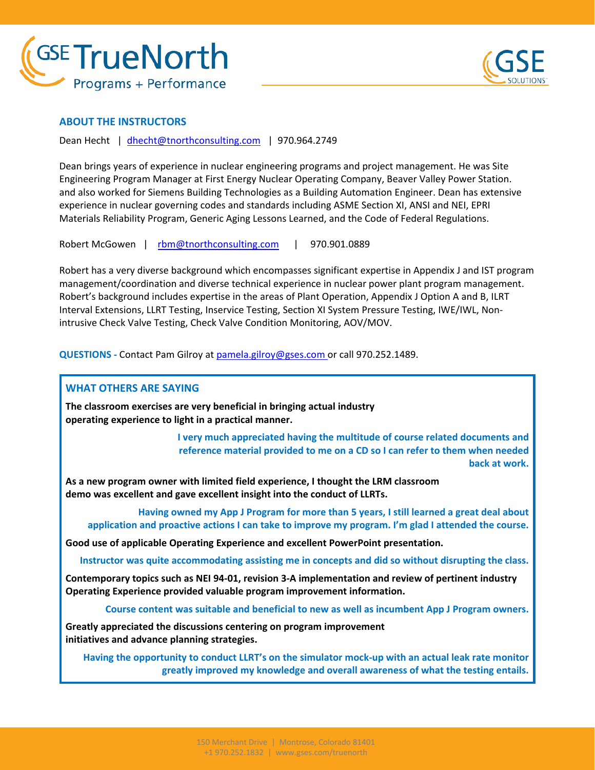## ABOUT THE INSTRUCTORS

Dean Hecht | dhecht@tnorthconsulting.com | 970.964.2749

Dean brings years of experience in nuclear engineering programs and project management. He was Site Engineering Program Manager at First Energy Nuclear Operating Company, Beaver Valley Power Station. and also worked for Siemens Building Technologies as a Building Automation Engineer. Dean has extensive experience in nuclear governing codes and standards including ASME Section XI, ANSI and NEI, EPRI Materials Reliability Program, Generic Aging Lessons Learned, and the Code of Federal Regulations.

Robert McGowen | rbm@tnorthconsulting.com | 970.901.0889

Robert has a very diverse background which encompasses significant expertise in Appendix J and IST program management/coordination and diverse technical experience in nuclear power plant program management. Robert's background includes expertise in the areas of Plant Operation, Appendix J Option A and B, ILRT Interval Extensions, LLRT Testing, Inservice Testing, Section XI System Pressure Testing, IWE/IWL, Non-intrusive Check Valve Testing, Check Valve Condition Monitoring, AOV/MOV.

**QUESTIONS** - Contact Pam Gilroy at pamela.gilroy@gses.com or call 970.252.1489.

## WHAT OTHERS ARE SAYING

**The classroom exercises are very beneficial in bringing actual industry operating experience to light in a practical manner.**

**I very much appreciated having the multitude of course related documents and reference material provided to me on a CD so I can refer to them when needed back at work.**

**As a new program owner with limited field experience, I thought the LRM classroom demo was excellent and gave excellent insight into the conduct of LLRTs.**

**Having owned my App J Program for more than 5 years, I still learned a great deal about application and proactive actions I can take to improve my program. I'm glad I attended the course.**

**Good use of applicable Operating Experience and excellent PowerPoint presentation.**

**Instructor was quite accommodating assisting me in concepts and did so without disrupting the class.**

**Contemporary topics such as NEI 94-01, revision 3-A implementation and review of pertinent industry Operating Experience provided valuable program improvement information.**

**Course content was suitable and beneficial to new as well as incumbent App J Program owners.**

**Greatly appreciated the discussions centering on program improvement initiatives and advance planning strategies.**

**Having the opportunity to conduct LLRT's on the simulator mock-up with an actual leak rate monitor greatly improved my knowledge and overall awareness of what the testing entails.**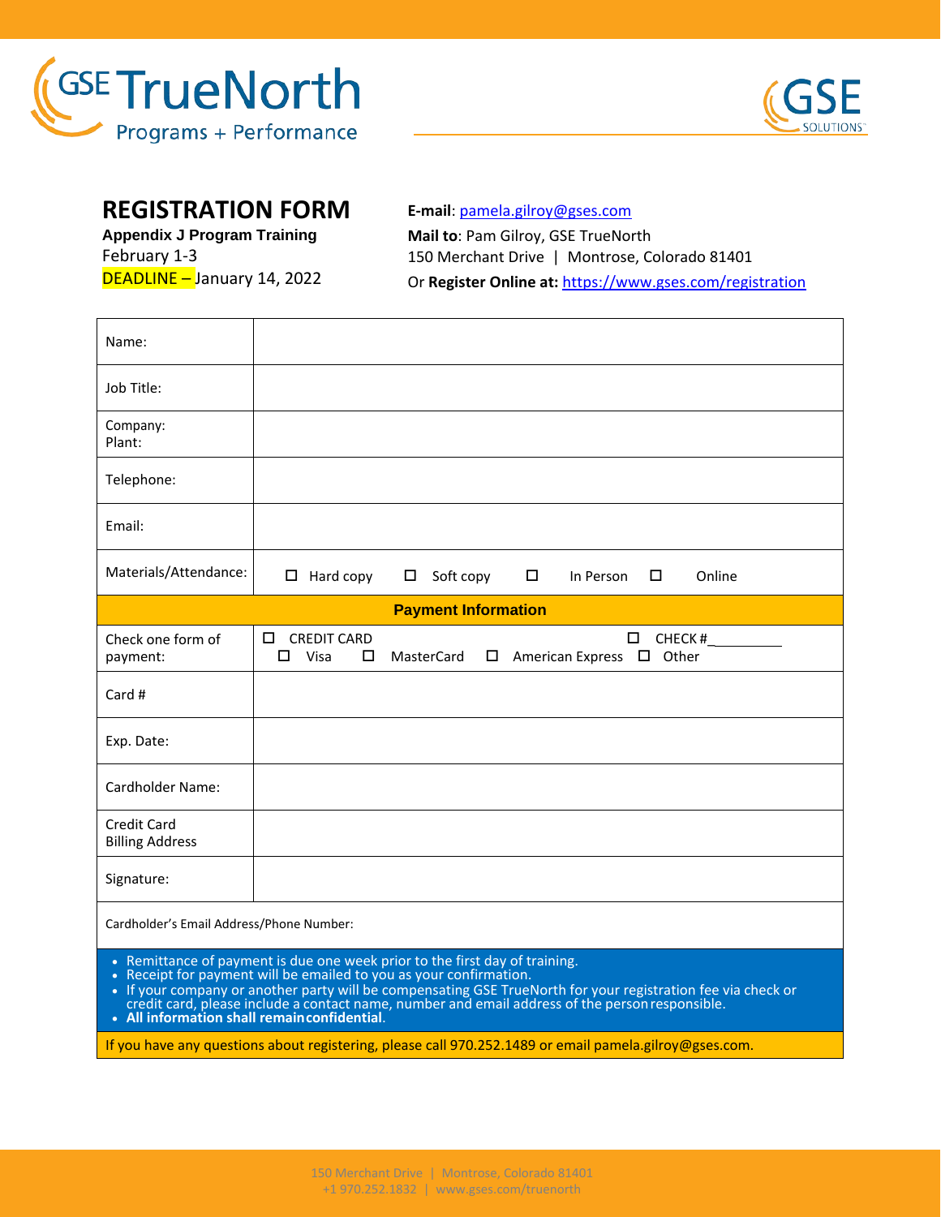GSE TrueNorth
Programs + Performance

GSE SOLUTIONS

# REGISTRATION FORM

**Appendix J Program Training**
February 1-3
DEADLINE – January 14, 2022

**E-mail**: pamela.gilroy@gses.com
**Mail to**: Pam Gilroy, GSE TrueNorth
150 Merchant Drive | Montrose, Colorado 81401
Or **Register Online at:** https://www.gses.com/registration

| | |
|---|---|
| Name: | |
| Job Title: | |
| Company: Plant: | |
| Telephone: | |
| Email: | |
| Materials/Attendance: | ☐ Hard copy ☐ Soft copy ☐ In Person ☐ Online |
| **Payment Information** | |
| Check one form of payment: | ☐ CREDIT CARD ☐ CHECK #\_\_\_\_\_\_\_\_\_ ☐ Visa ☐ MasterCard ☐ American Express ☐ Other |
| Card # | |
| Exp. Date: | |
| Cardholder Name: | |
| Credit Card Billing Address | |
| Signature: | |
| Cardholder's Email Address/Phone Number: | |

- Remittance of payment is due one week prior to the first day of training.
- Receipt for payment will be emailed to you as your confirmation.
- If your company or another party will be compensating GSE TrueNorth for your registration fee via check or credit card, please include a contact name, number and email address of the person responsible.
- **All information shall remain confidential**.

If you have any questions about registering, please call 970.252.1489 or email pamela.gilroy@gses.com.

150 Merchant Drive | Montrose, Colorado 81401
+1 970.252.1832 | www.gses.com/truenorth